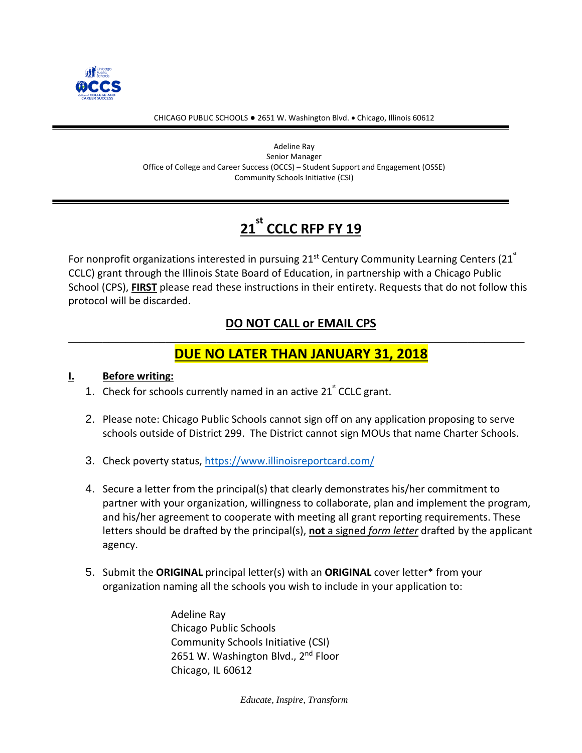CHICAGO PUBLIC SCHOOLS ● 2651 W. Washington Blvd. • Chicago, Illinois 60612

Adeline Ray
Senior Manager
Office of College and Career Success (OCCS) – Student Support and Engagement (OSSE)
Community Schools Initiative (CSI)

# 21st CCLC RFP FY 19

For nonprofit organizations interested in pursuing 21st Century Community Learning Centers (21st CCLC) grant through the Illinois State Board of Education, in partnership with a Chicago Public School (CPS), **FIRST** please read these instructions in their entirety. Requests that do not follow this protocol will be discarded.

## DO NOT CALL or EMAIL CPS

---

## DUE NO LATER THAN JANUARY 31, 2018

### I. Before writing:

1. Check for schools currently named in an active 21st CCLC grant.
2. Please note: Chicago Public Schools cannot sign off on any application proposing to serve schools outside of District 299. The District cannot sign MOUs that name Charter Schools.
3. Check poverty status, https://www.illinoisreportcard.com/
4. Secure a letter from the principal(s) that clearly demonstrates his/her commitment to partner with your organization, willingness to collaborate, plan and implement the program, and his/her agreement to cooperate with meeting all grant reporting requirements. These letters should be drafted by the principal(s), **not** a signed *form letter* drafted by the applicant agency.
5. Submit the **ORIGINAL** principal letter(s) with an **ORIGINAL** cover letter* from your organization naming all the schools you wish to include in your application to:

   Adeline Ray
   Chicago Public Schools
   Community Schools Initiative (CSI)
   2651 W. Washington Blvd., 2nd Floor
   Chicago, IL 60612

*Educate, Inspire, Transform*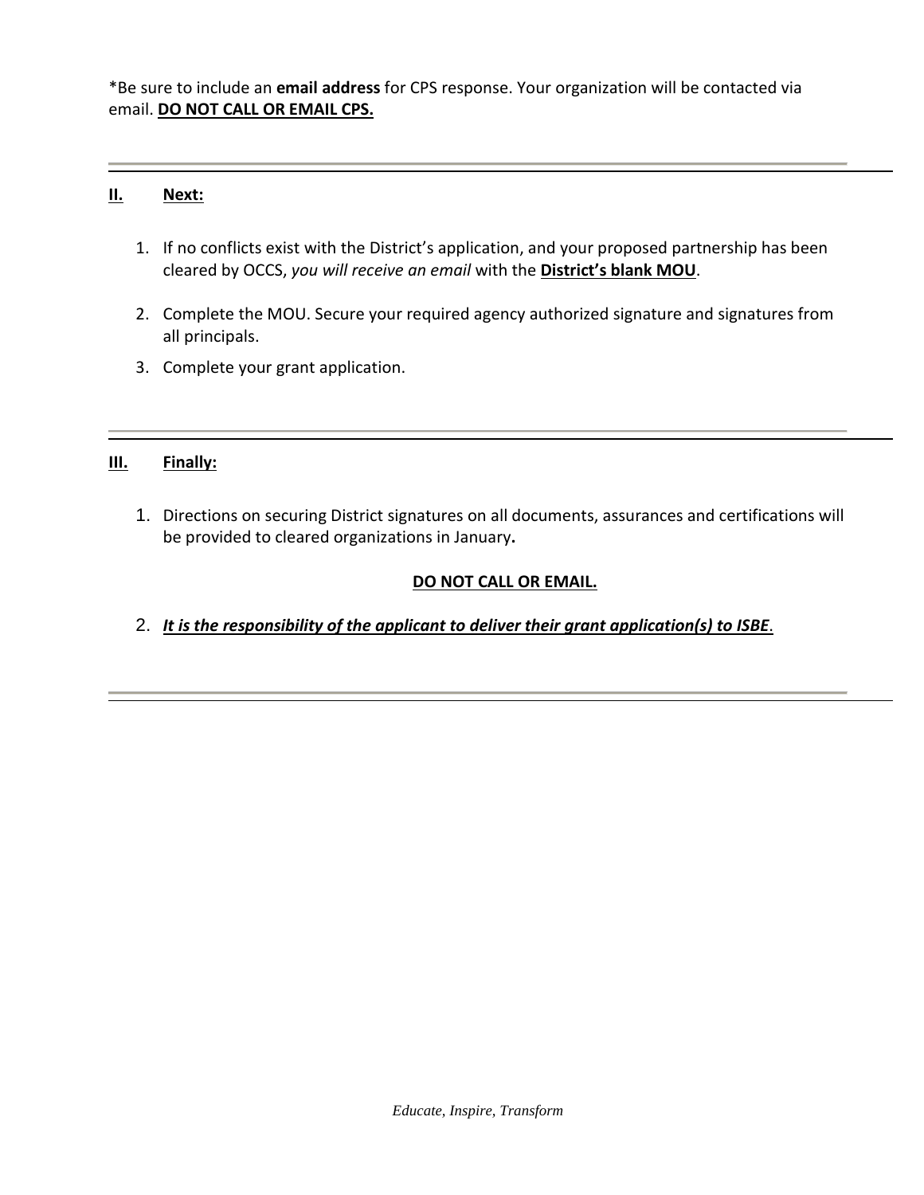*Be sure to include an **email address** for CPS response. Your organization will be contacted via email. **<u>DO NOT CALL OR EMAIL CPS.</u>**

---

## II. Next:

1. If no conflicts exist with the District's application, and your proposed partnership has been cleared by OCCS, *you will receive an email* with the **District's blank MOU**.

2. Complete the MOU. Secure your required agency authorized signature and signatures from all principals.

3. Complete your grant application.

---

## III. Finally:

1. Directions on securing District signatures on all documents, assurances and certifications will be provided to cleared organizations in January**.**

   **DO NOT CALL OR EMAIL.**

2. ***It is the responsibility of the applicant to deliver their grant application(s) to ISBE***.

---